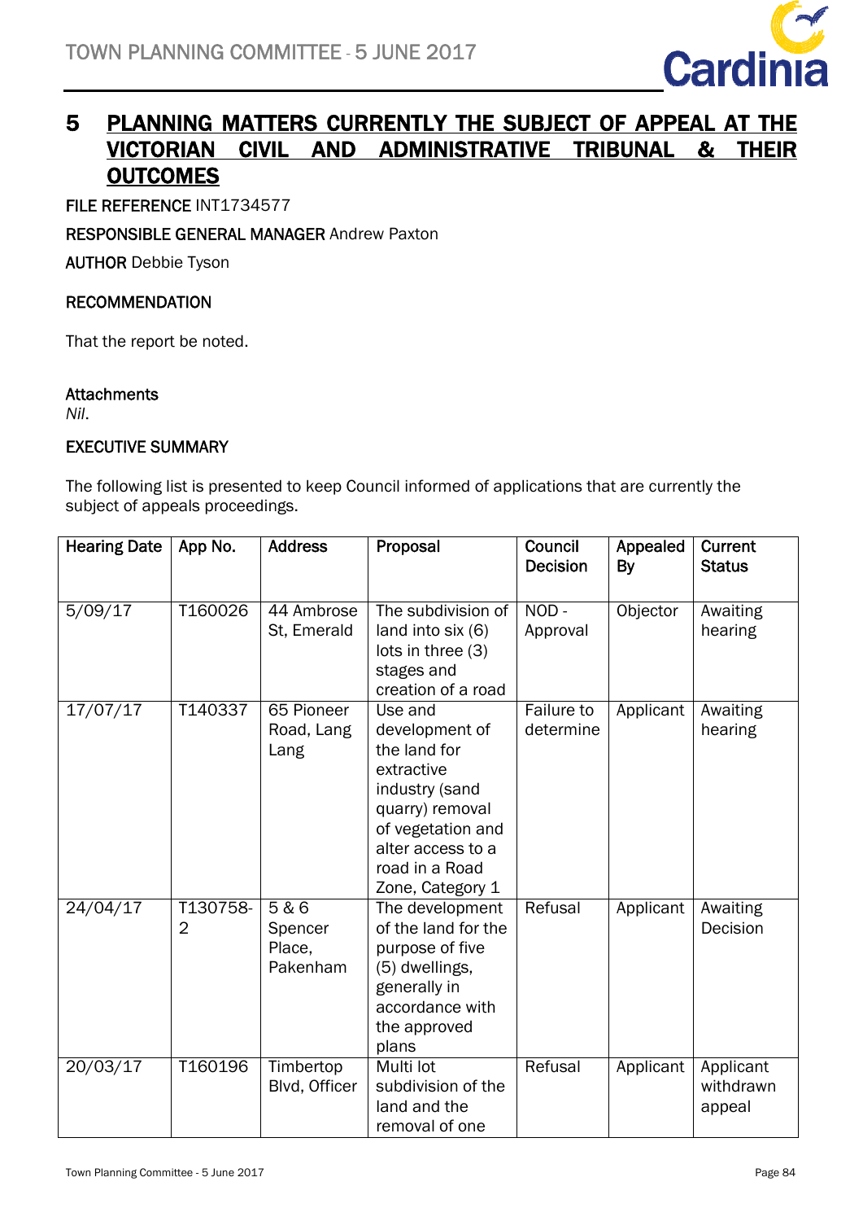# 5 PLANNING MATTERS CURRENTLY THE SUBJECT OF APPEAL AT THE VICTORIAN CIVIL AND ADMINISTRATIVE TRIBUNAL & THEIR OUTCOMES

**FILE REFERENCE** INT1734577

**RESPONSIBLE GENERAL MANAGER** Andrew Paxton

**AUTHOR** Debbie Tyson

**RECOMMENDATION**

That the report be noted.

**Attachments**

*Nil*.

**EXECUTIVE SUMMARY**

The following list is presented to keep Council informed of applications that are currently the subject of appeals proceedings.

| Hearing Date | App No. | Address | Proposal | Council Decision | Appealed By | Current Status |
|---|---|---|---|---|---|---|
| 5/09/17 | T160026 | 44 Ambrose St, Emerald | The subdivision of land into six (6) lots in three (3) stages and creation of a road | NOD - Approval | Objector | Awaiting hearing |
| 17/07/17 | T140337 | 65 Pioneer Road, Lang Lang | Use and development of the land for extractive industry (sand quarry) removal of vegetation and alter access to a road in a Road Zone, Category 1 | Failure to determine | Applicant | Awaiting hearing |
| 24/04/17 | T130758-2 | 5 & 6 Spencer Place, Pakenham | The development of the land for the purpose of five (5) dwellings, generally in accordance with the approved plans | Refusal | Applicant | Awaiting Decision |
| 20/03/17 | T160196 | Timbertop Blvd, Officer | Multi lot subdivision of the land and the removal of one | Refusal | Applicant | Applicant withdrawn appeal |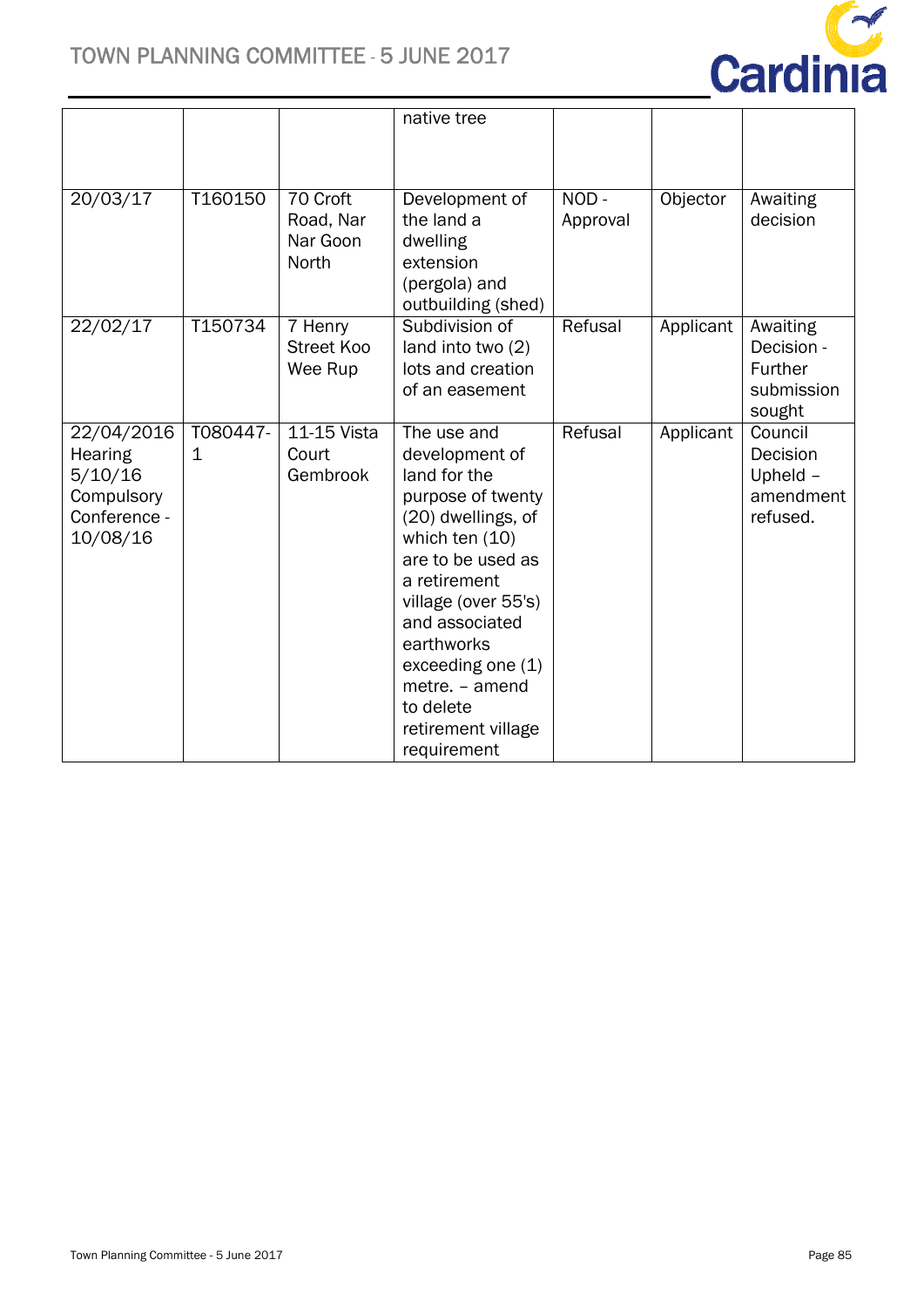| | | | | | | |
|---|---|---|---|---|---|---|
| | | | native tree | | | |
| 20/03/17 | T160150 | 70 Croft Road, Nar Nar Goon North | Development of the land a dwelling extension (pergola) and outbuilding (shed) | NOD - Approval | Objector | Awaiting decision |
| 22/02/17 | T150734 | 7 Henry Street Koo Wee Rup | Subdivision of land into two (2) lots and creation of an easement | Refusal | Applicant | Awaiting Decision - Further submission sought |
| 22/04/2016 Hearing 5/10/16 Compulsory Conference - 10/08/16 | T080447-1 | 11-15 Vista Court Gembrook | The use and development of land for the purpose of twenty (20) dwellings, of which ten (10) are to be used as a retirement village (over 55's) and associated earthworks exceeding one (1) metre. – amend to delete retirement village requirement | Refusal | Applicant | Council Decision Upheld – amendment refused. |